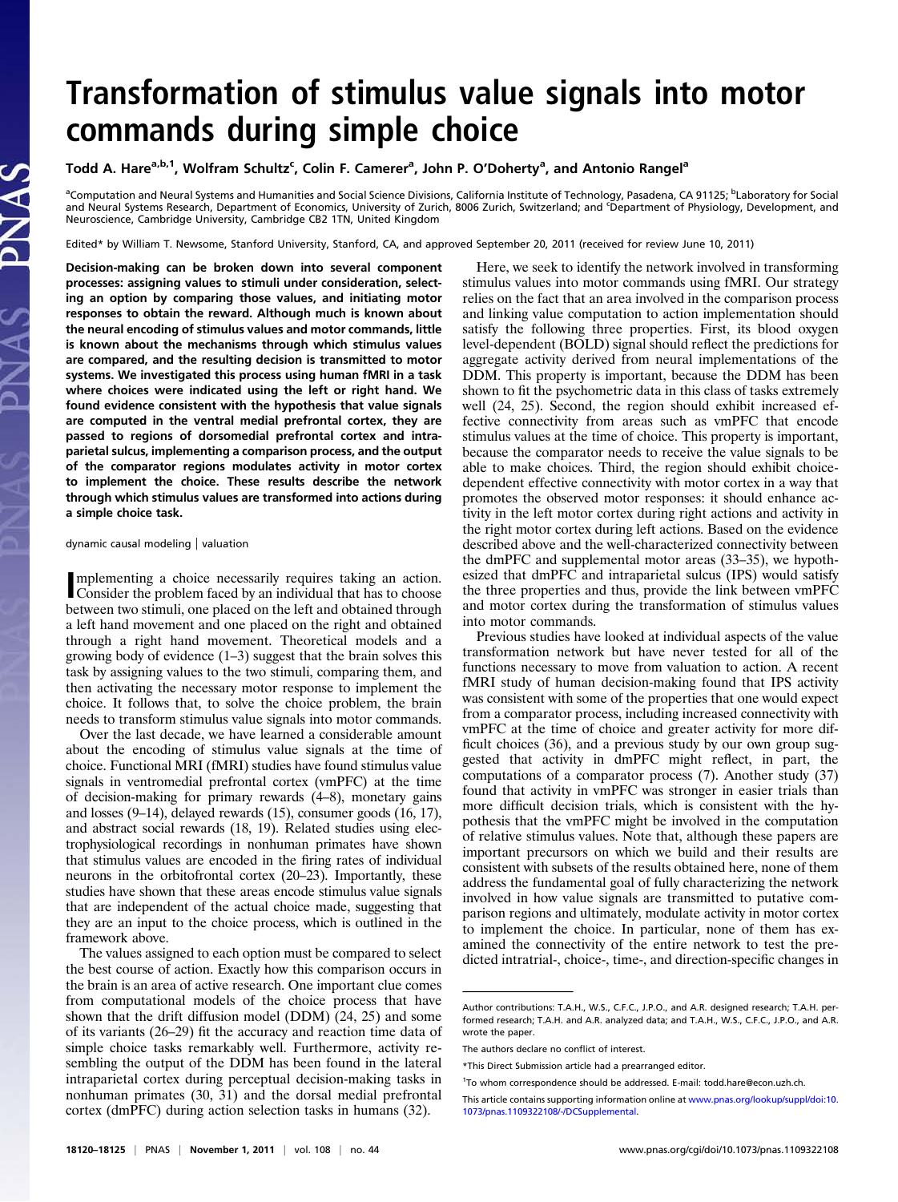# Transformation of stimulus value signals into motor commands during simple choice

Todd A. Hare[a,b,1], Wolfram Schultz[c], Colin F. Camerer[a], John P. O'Doherty[a], and Antonio Rangel[a]

[a]Computation and Neural Systems and Humanities and Social Science Divisions, California Institute of Technology, Pasadena, CA 91125; [b]Laboratory for Social and Neural Systems Research, Department of Economics, University of Zurich, 8006 Zurich, Switzerland; and [c]Department of Physiology, Development, and Neuroscience, Cambridge University, Cambridge CB2 1TN, United Kingdom

Edited* by William T. Newsome, Stanford University, Stanford, CA, and approved September 20, 2011 (received for review June 10, 2011)

**Decision-making can be broken down into several component processes: assigning values to stimuli under consideration, selecting an option by comparing those values, and initiating motor responses to obtain the reward. Although much is known about the neural encoding of stimulus values and motor commands, little is known about the mechanisms through which stimulus values are compared, and the resulting decision is transmitted to motor systems. We investigated this process using human fMRI in a task where choices were indicated using the left or right hand. We found evidence consistent with the hypothesis that value signals are computed in the ventral medial prefrontal cortex, they are passed to regions of dorsomedial prefrontal cortex and intraparietal sulcus, implementing a comparison process, and the output of the comparator regions modulates activity in motor cortex to implement the choice. These results describe the network through which stimulus values are transformed into actions during a simple choice task.**

dynamic causal modeling | valuation

Implementing a choice necessarily requires taking an action. Consider the problem faced by an individual that has to choose between two stimuli, one placed on the left and obtained through a left hand movement and one placed on the right and obtained through a right hand movement. Theoretical models and a growing body of evidence (1–3) suggest that the brain solves this task by assigning values to the two stimuli, comparing them, and then activating the necessary motor response to implement the choice. It follows that, to solve the choice problem, the brain needs to transform stimulus value signals into motor commands.

Over the last decade, we have learned a considerable amount about the encoding of stimulus value signals at the time of choice. Functional MRI (fMRI) studies have found stimulus value signals in ventromedial prefrontal cortex (vmPFC) at the time of decision-making for primary rewards (4–8), monetary gains and losses (9–14), delayed rewards (15), consumer goods (16, 17), and abstract social rewards (18, 19). Related studies using electrophysiological recordings in nonhuman primates have shown that stimulus values are encoded in the firing rates of individual neurons in the orbitofrontal cortex (20–23). Importantly, these studies have shown that these areas encode stimulus value signals that are independent of the actual choice made, suggesting that they are an input to the choice process, which is outlined in the framework above.

The values assigned to each option must be compared to select the best course of action. Exactly how this comparison occurs in the brain is an area of active research. One important clue comes from computational models of the choice process that have shown that the drift diffusion model (DDM) (24, 25) and some of its variants (26–29) fit the accuracy and reaction time data of simple choice tasks remarkably well. Furthermore, activity resembling the output of the DDM has been found in the lateral intraparietal cortex during perceptual decision-making tasks in nonhuman primates (30, 31) and the dorsal medial prefrontal cortex (dmPFC) during action selection tasks in humans (32).

Here, we seek to identify the network involved in transforming stimulus values into motor commands using fMRI. Our strategy relies on the fact that an area involved in the comparison process and linking value computation to action implementation should satisfy the following three properties. First, its blood oxygen level-dependent (BOLD) signal should reflect the predictions for aggregate activity derived from neural implementations of the DDM. This property is important, because the DDM has been shown to fit the psychometric data in this class of tasks extremely well (24, 25). Second, the region should exhibit increased effective connectivity from areas such as vmPFC that encode stimulus values at the time of choice. This property is important, because the comparator needs to receive the value signals to be able to make choices. Third, the region should exhibit choice-dependent effective connectivity with motor cortex in a way that promotes the observed motor responses: it should enhance activity in the left motor cortex during right actions and activity in the right motor cortex during left actions. Based on the evidence described above and the well-characterized connectivity between the dmPFC and supplemental motor areas (33–35), we hypothesized that dmPFC and intraparietal sulcus (IPS) would satisfy the three properties and thus, provide the link between vmPFC and motor cortex during the transformation of stimulus values into motor commands.

Previous studies have looked at individual aspects of the value transformation network but have never tested for all of the functions necessary to move from valuation to action. A recent fMRI study of human decision-making found that IPS activity was consistent with some of the properties that one would expect from a comparator process, including increased connectivity with vmPFC at the time of choice and greater activity for more difficult choices (36), and a previous study by our own group suggested that activity in dmPFC might reflect, in part, the computations of a comparator process (7). Another study (37) found that activity in vmPFC was stronger in easier trials than more difficult decision trials, which is consistent with the hypothesis that the vmPFC might be involved in the computation of relative stimulus values. Note that, although these papers are important precursors on which we build and their results are consistent with subsets of the results obtained here, none of them address the fundamental goal of fully characterizing the network involved in how value signals are transmitted to putative comparison regions and ultimately, modulate activity in motor cortex to implement the choice. In particular, none of them has examined the connectivity of the entire network to test the predicted intratrial-, choice-, time-, and direction-specific changes in

---

Author contributions: T.A.H., W.S., C.F.C., J.P.O., and A.R. designed research; T.A.H. performed research; T.A.H. and A.R. analyzed data; and T.A.H., W.S., C.F.C., J.P.O., and A.R. wrote the paper.

The authors declare no conflict of interest.

*This Direct Submission article had a prearranged editor.

[1]To whom correspondence should be addressed. E-mail: todd.hare@econ.uzh.ch.

This article contains supporting information online at www.pnas.org/lookup/suppl/doi:10.1073/pnas.1109322108/-/DCSupplemental.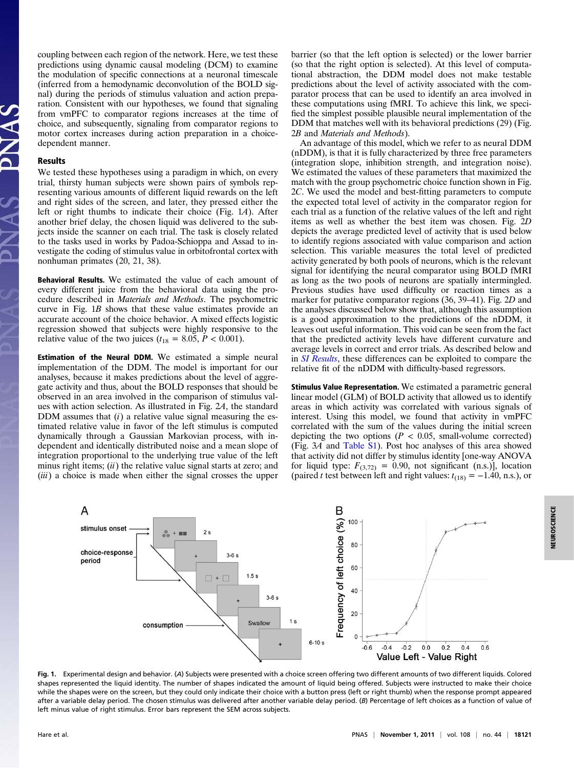coupling between each region of the network. Here, we test these predictions using dynamic causal modeling (DCM) to examine the modulation of specific connections at a neuronal timescale (inferred from a hemodynamic deconvolution of the BOLD signal) during the periods of stimulus valuation and action preparation. Consistent with our hypotheses, we found that signaling from vmPFC to comparator regions increases at the time of choice, and subsequently, signaling from comparator regions to motor cortex increases during action preparation in a choice-dependent manner.

## Results

We tested these hypotheses using a paradigm in which, on every trial, thirsty human subjects were shown pairs of symbols representing various amounts of different liquid rewards on the left and right sides of the screen, and later, they pressed either the left or right thumbs to indicate their choice (Fig. 1*A*). After another brief delay, the chosen liquid was delivered to the subjects inside the scanner on each trial. The task is closely related to the tasks used in works by Padoa-Schioppa and Assad to investigate the coding of stimulus value in orbitofrontal cortex with nonhuman primates (20, 21, 38).

**Behavioral Results.** We estimated the value of each amount of every different juice from the behavioral data using the procedure described in *Materials and Methods*. The psychometric curve in Fig. 1*B* shows that these value estimates provide an accurate account of the choice behavior. A mixed effects logistic regression showed that subjects were highly responsive to the relative value of the two juices ($t_{18} = 8.05$, $P < 0.001$).

**Estimation of the Neural DDM.** We estimated a simple neural implementation of the DDM. The model is important for our analyses, because it makes predictions about the level of aggregate activity and thus, about the BOLD responses that should be observed in an area involved in the comparison of stimulus values with action selection. As illustrated in Fig. 2*A*, the standard DDM assumes that (*i*) a relative value signal measuring the estimated relative value in favor of the left stimulus is computed dynamically through a Gaussian Markovian process, with independent and identically distributed noise and a mean slope of integration proportional to the underlying true value of the left minus right items; (*ii*) the relative value signal starts at zero; and (*iii*) a choice is made when either the signal crosses the upper barrier (so that the left option is selected) or the lower barrier (so that the right option is selected). At this level of computational abstraction, the DDM model does not make testable predictions about the level of activity associated with the comparator process that can be used to identify an area involved in these computations using fMRI. To achieve this link, we specified the simplest possible plausible neural implementation of the DDM that matches well with its behavioral predictions (29) (Fig. 2*B* and *Materials and Methods*).

An advantage of this model, which we refer to as neural DDM (nDDM), is that it is fully characterized by three free parameters (integration slope, inhibition strength, and integration noise). We estimated the values of these parameters that maximized the match with the group psychometric choice function shown in Fig. 2*C*. We used the model and best-fitting parameters to compute the expected total level of activity in the comparator region for each trial as a function of the relative values of the left and right items as well as whether the best item was chosen. Fig. 2*D* depicts the average predicted level of activity that is used below to identify regions associated with value comparison and action selection. This variable measures the total level of predicted activity generated by both pools of neurons, which is the relevant signal for identifying the neural comparator using BOLD fMRI as long as the two pools of neurons are spatially intermingled. Previous studies have used difficulty or reaction times as a marker for putative comparator regions (36, 39–41). Fig. 2*D* and the analyses discussed below show that, although this assumption is a good approximation to the predictions of the nDDM, it leaves out useful information. This void can be seen from the fact that the predicted activity levels have different curvature and average levels in correct and error trials. As described below and in *SI Results*, these differences can be exploited to compare the relative fit of the nDDM with difficulty-based regressors.

**Stimulus Value Representation.** We estimated a parametric general linear model (GLM) of BOLD activity that allowed us to identify areas in which activity was correlated with various signals of interest. Using this model, we found that activity in vmPFC correlated with the sum of the values during the initial screen depicting the two options ($P < 0.05$, small-volume corrected) (Fig. 3*A* and Table S1). Post hoc analyses of this area showed that activity did not differ by stimulus identity [one-way ANOVA for liquid type: $F_{(3,72)} = 0.90$, not significant (n.s.)], location (paired *t* test between left and right values: $t_{(18)} = -1.40$, n.s.), or

A

stimulus onset

choice-response period

consumption

2 s

3-6 s

1.5 s

3-6 s

Swallow

1 s

6-10 s

B

Frequency of left choice (%)

Value Left - Value Right

**Fig. 1.** Experimental design and behavior. (*A*) Subjects were presented with a choice screen offering two different amounts of two different liquids. Colored shapes represented the liquid identity. The number of shapes indicated the amount of liquid being offered. Subjects were instructed to make their choice while the shapes were on the screen, but they could only indicate their choice with a button press (left or right thumb) when the response prompt appeared after a variable delay period. The chosen stimulus was delivered after another variable delay period. (*B*) Percentage of left choices as a function of value of left minus value of right stimulus. Error bars represent the SEM across subjects.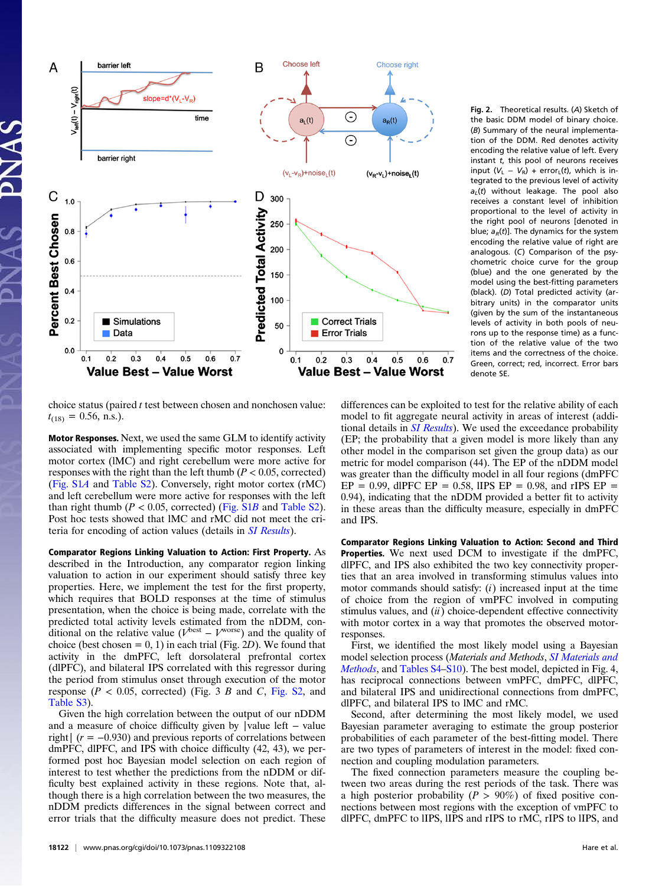**Fig. 2.** Theoretical results. (*A*) Sketch of the basic DDM model of binary choice. (*B*) Summary of the neural implementation of the DDM. Red denotes activity encoding the relative value of left. Every instant *t*, this pool of neurons receives input ($V_L - V_R$) + error$_L(t)$, which is integrated to the previous level of activity $a_L(t)$ without leakage. The pool also receives a constant level of inhibition proportional to the level of activity in the right pool of neurons [denoted in blue; $a_R(t)$]. The dynamics for the system encoding the relative value of right are analogous. (*C*) Comparison of the psychometric choice curve for the group (blue) and the one generated by the model using the best-fitting parameters (black). (*D*) Total predicted activity (arbitrary units) in the comparator units (given by the sum of the instantaneous levels of activity in both pools of neurons up to the response time) as a function of the relative value of the two items and the correctness of the choice. Green, correct; red, incorrect. Error bars denote SE.

choice status (paired *t* test between chosen and nonchosen value: $t_{(18)} = 0.56$, n.s.).

**Motor Responses.** Next, we used the same GLM to identify activity associated with implementing specific motor responses. Left motor cortex (lMC) and right cerebellum were more active for responses with the right than the left thumb ($P < 0.05$, corrected) (Fig. S1*A* and Table S2). Conversely, right motor cortex (rMC) and left cerebellum were more active for responses with the left than right thumb ($P < 0.05$, corrected) (Fig. S1*B* and Table S2). Post hoc tests showed that lMC and rMC did not meet the criteria for encoding of action values (details in *SI Results*).

**Comparator Regions Linking Valuation to Action: First Property.** As described in the Introduction, any comparator region linking valuation to action in our experiment should satisfy three key properties. Here, we implement the test for the first property, which requires that BOLD responses at the time of stimulus presentation, when the choice is being made, correlate with the predicted total activity levels estimated from the nDDM, conditional on the relative value ($V^{best} - V^{worse}$) and the quality of choice (best chosen = 0, 1) in each trial (Fig. 2*D*). We found that activity in the dmPFC, left dorsolateral prefrontal cortex (dlPFC), and bilateral IPS correlated with this regressor during the period from stimulus onset through execution of the motor response ($P < 0.05$, corrected) (Fig. 3 *B* and *C*, Fig. S2, and Table S3).

Given the high correlation between the output of our nDDM and a measure of choice difficulty given by |value left − value right| ($r = -0.930$) and previous reports of correlations between dmPFC, dlPFC, and IPS with choice difficulty (42, 43), we performed post hoc Bayesian model selection on each region of interest to test whether the predictions from the nDDM or difficulty best explained activity in these regions. Note that, although there is a high correlation between the two measures, the nDDM predicts differences in the signal between correct and error trials that the difficulty measure does not predict. These differences can be exploited to test for the relative ability of each model to fit aggregate neural activity in areas of interest (additional details in *SI Results*). We used the exceedance probability (EP; the probability that a given model is more likely than any other model in the comparison set given the group data) as our metric for model comparison (44). The EP of the nDDM model was greater than the difficulty model in all four regions (dmPFC EP = 0.99, dlPFC EP = 0.58, lIPS EP = 0.98, and rIPS EP = 0.94), indicating that the nDDM provided a better fit to activity in these areas than the difficulty measure, especially in dmPFC and IPS.

**Comparator Regions Linking Valuation to Action: Second and Third Properties.** We next used DCM to investigate if the dmPFC, dlPFC, and IPS also exhibited the two key connectivity properties that an area involved in transforming stimulus values into motor commands should satisfy: (*i*) increased input at the time of choice from the region of vmPFC involved in computing stimulus values, and (*ii*) choice-dependent effective connectivity with motor cortex in a way that promotes the observed motor-responses.

First, we identified the most likely model using a Bayesian model selection process (*Materials and Methods*, *SI Materials and Methods*, and Tables S4–S10). The best model, depicted in Fig. 4, has reciprocal connections between vmPFC, dmPFC, dlPFC, and bilateral IPS and unidirectional connections from dmPFC, dlPFC, and bilateral IPS to lMC and rMC.

Second, after determining the most likely model, we used Bayesian parameter averaging to estimate the group posterior probabilities of each parameter of the best-fitting model. There are two types of parameters of interest in the model: fixed connection and coupling modulation parameters.

The fixed connection parameters measure the coupling between two areas during the rest periods of the task. There was a high posterior probability ($P > 90\%$) of fixed positive connections between most regions with the exception of vmPFC to dlPFC, dmPFC to lIPS, lIPS and rIPS to rMC, rIPS to lIPS, and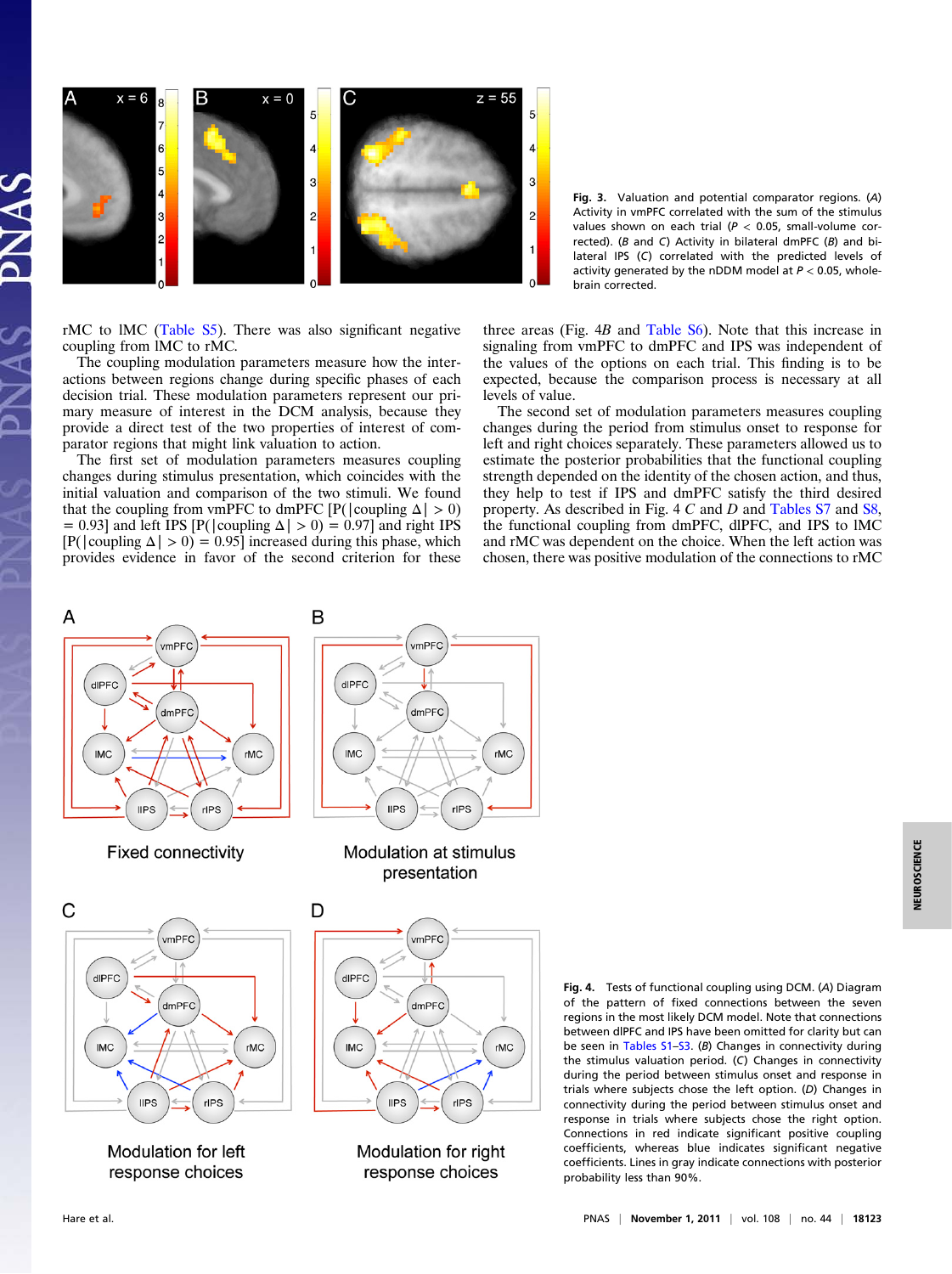Fig. 3. Valuation and potential comparator regions. (*A*) Activity in vmPFC correlated with the sum of the stimulus values shown on each trial ($P < 0.05$, small-volume corrected). (*B* and *C*) Activity in bilateral dmPFC (*B*) and bilateral IPS (*C*) correlated with the predicted levels of activity generated by the nDDM model at $P < 0.05$, whole-brain corrected.

rMC to lMC (Table S5). There was also significant negative coupling from lMC to rMC.

The coupling modulation parameters measure how the interactions between regions change during specific phases of each decision trial. These modulation parameters represent our primary measure of interest in the DCM analysis, because they provide a direct test of the two properties of interest of comparator regions that might link valuation to action.

The first set of modulation parameters measures coupling changes during stimulus presentation, which coincides with the initial valuation and comparison of the two stimuli. We found that the coupling from vmPFC to dmPFC [P(|coupling $\Delta$| > 0) = 0.93] and left IPS [P(|coupling $\Delta$| > 0) = 0.97] and right IPS [P(|coupling $\Delta$| > 0) = 0.95] increased during this phase, which provides evidence in favor of the second criterion for these three areas (Fig. 4*B* and Table S6). Note that this increase in signaling from vmPFC to dmPFC and IPS was independent of the values of the options on each trial. This finding is to be expected, because the comparison process is necessary at all levels of value.

The second set of modulation parameters measures coupling changes during the period from stimulus onset to response for left and right choices separately. These parameters allowed us to estimate the posterior probabilities that the functional coupling strength depended on the identity of the chosen action, and thus, they help to test if IPS and dmPFC satisfy the third desired property. As described in Fig. 4 *C* and *D* and Tables S7 and S8, the functional coupling from dmPFC, dlPFC, and IPS to lMC and rMC was dependent on the choice. When the left action was chosen, there was positive modulation of the connections to rMC

Fig. 4. Tests of functional coupling using DCM. (*A*) Diagram of the pattern of fixed connections between the seven regions in the most likely DCM model. Note that connections between dlPFC and IPS have been omitted for clarity but can be seen in Tables S1–S3. (*B*) Changes in connectivity during the stimulus valuation period. (*C*) Changes in connectivity during the period between stimulus onset and response in trials where subjects chose the left option. (*D*) Changes in connectivity during the period between stimulus onset and response in trials where subjects chose the right option. Connections in red indicate significant positive coupling coefficients, whereas blue indicates significant negative coefficients. Lines in gray indicate connections with posterior probability less than 90%.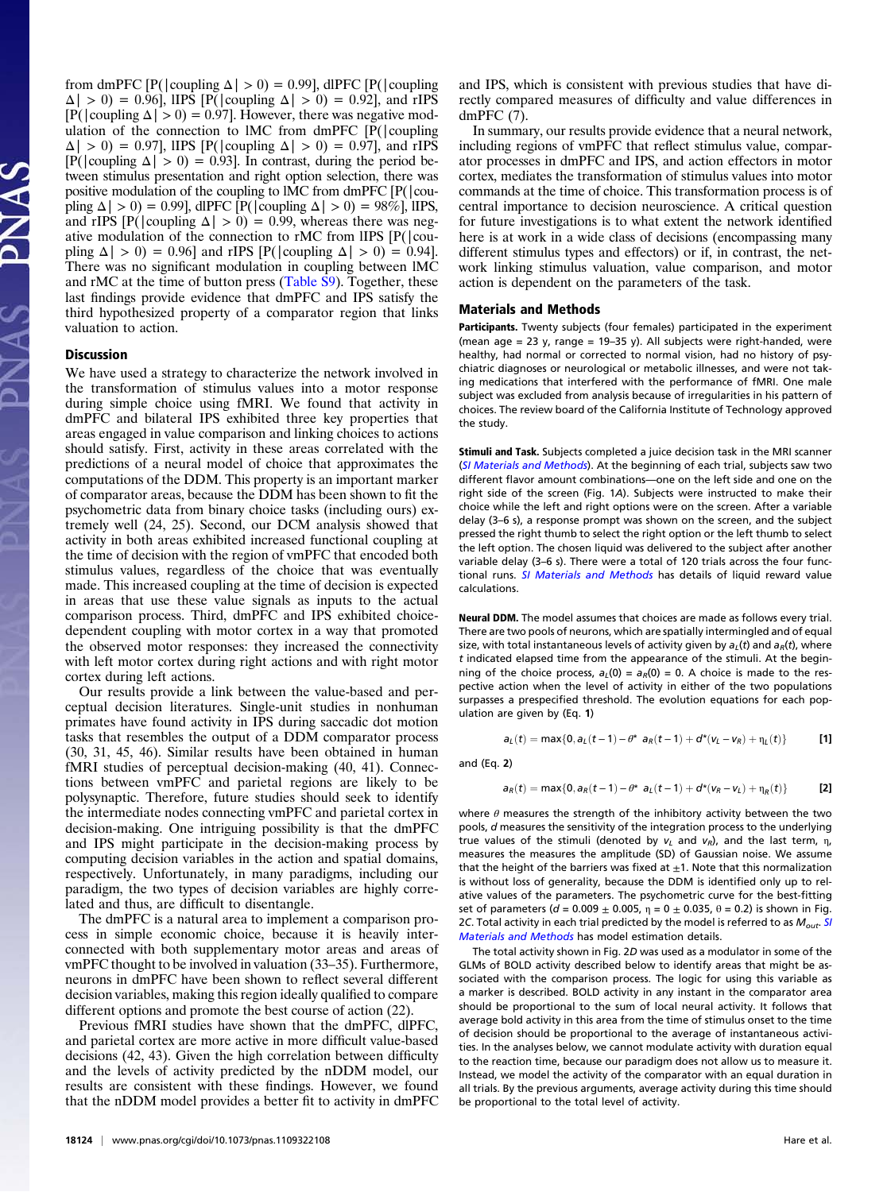from dmPFC [P(|coupling Δ| > 0) = 0.99], dlPFC [P(|coupling Δ| > 0) = 0.96], lIPS [P(|coupling Δ| > 0) = 0.92], and rIPS [P(|coupling Δ| > 0) = 0.97]. However, there was negative modulation of the connection to lMC from dmPFC [P(|coupling Δ| > 0) = 0.97], lIPS [P(|coupling Δ| > 0) = 0.97], and rIPS [P(|coupling Δ| > 0) = 0.93]. In contrast, during the period between stimulus presentation and right option selection, there was positive modulation of the coupling to lMC from dmPFC [P(|coupling Δ| > 0) = 98%], lIPS, and rIPS [P(|coupling Δ| > 0) = 0.99, whereas there was negative modulation of the connection to rMC from lIPS [P(|coupling Δ| > 0) = 0.96] and rIPS [P(|coupling Δ| > 0) = 0.94]. There was no significant modulation in coupling between lMC and rMC at the time of button press (Table S9). Together, these last findings provide evidence that dmPFC and IPS satisfy the third hypothesized property of a comparator region that links valuation to action.

## Discussion

We have used a strategy to characterize the network involved in the transformation of stimulus values into a motor response during simple choice using fMRI. We found that activity in dmPFC and bilateral IPS exhibited three key properties that areas engaged in value comparison and linking choices to actions should satisfy. First, activity in these areas correlated with the predictions of a neural model of choice that approximates the computations of the DDM. This property is an important marker of comparator areas, because the DDM has been shown to fit the psychometric data from binary choice tasks (including ours) extremely well (24, 25). Second, our DCM analysis showed that activity in both areas exhibited increased functional coupling at the time of decision with the region of vmPFC that encoded both stimulus values, regardless of the choice that was eventually made. This increased coupling at the time of decision is expected in areas that use these value signals as inputs to the actual comparison process. Third, dmPFC and IPS exhibited choice-dependent coupling with motor cortex in a way that promoted the observed motor responses: they increased the connectivity with left motor cortex during right actions and with right motor cortex during left actions.

Our results provide a link between the value-based and perceptual decision literatures. Single-unit studies in nonhuman primates have found activity in IPS during saccadic dot motion tasks that resembles the output of a DDM comparator process (30, 31, 45, 46). Similar results have been obtained in human fMRI studies of perceptual decision-making (40, 41). Connections between vmPFC and parietal regions are likely to be polysynaptic. Therefore, future studies should seek to identify the intermediate nodes connecting vmPFC and parietal cortex in decision-making. One intriguing possibility is that the dmPFC and IPS might participate in the decision-making process by computing decision variables in the action and spatial domains, respectively. Unfortunately, in many paradigms, including our paradigm, the two types of decision variables are highly correlated and thus, are difficult to disentangle.

The dmPFC is a natural area to implement a comparison process in simple economic choice, because it is heavily interconnected with both supplementary motor areas and areas of vmPFC thought to be involved in valuation (33–35). Furthermore, neurons in dmPFC have been shown to reflect several different decision variables, making this region ideally qualified to compare different options and promote the best course of action (22).

Previous fMRI studies have shown that the dmPFC, dlPFC, and parietal cortex are more active in more difficult value-based decisions (42, 43). Given the high correlation between difficulty and the levels of activity predicted by the nDDM model, our results are consistent with these findings. However, we found that the nDDM model provides a better fit to activity in dmPFC and IPS, which is consistent with previous studies that have directly compared measures of difficulty and value differences in dmPFC (7).

In summary, our results provide evidence that a neural network, including regions of vmPFC that reflect stimulus value, comparator processes in dmPFC and IPS, and action effectors in motor cortex, mediates the transformation of stimulus values into motor commands at the time of choice. This transformation process is of central importance to decision neuroscience. A critical question for future investigations is to what extent the network identified here is at work in a wide class of decisions (encompassing many different stimulus types and effectors) or if, in contrast, the network linking stimulus valuation, value comparison, and motor action is dependent on the parameters of the task.

## Materials and Methods

**Participants.** Twenty subjects (four females) participated in the experiment (mean age = 23 y, range = 19–35 y). All subjects were right-handed, were healthy, had normal or corrected to normal vision, had no history of psychiatric diagnoses or neurological or metabolic illnesses, and were not taking medications that interfered with the performance of fMRI. One male subject was excluded from analysis because of irregularities in his pattern of choices. The review board of the California Institute of Technology approved the study.

**Stimuli and Task.** Subjects completed a juice decision task in the MRI scanner (*SI Materials and Methods*). At the beginning of each trial, subjects saw two different flavor amount combinations—one on the left side and one on the right side of the screen (Fig. 1*A*). Subjects were instructed to make their choice while the left and right options were on the screen. After a variable delay (3–6 s), a response prompt was shown on the screen, and the subject pressed the right thumb to select the right option or the left thumb to select the left option. The chosen liquid was delivered to the subject after another variable delay (3–6 s). There were a total of 120 trials across the four functional runs. *SI Materials and Methods* has details of liquid reward value calculations.

**Neural DDM.** The model assumes that choices are made as follows every trial. There are two pools of neurons, which are spatially intermingled and of equal size, with total instantaneous levels of activity given by $a_L(t)$ and $a_R(t)$, where $t$ indicated elapsed time from the appearance of the stimuli. At the beginning of the choice process, $a_L(0) = a_R(0) = 0$. A choice is made to the respective action when the level of activity in either of the two populations surpasses a prespecified threshold. The evolution equations for each population are given by (Eq. **1**)

$$a_L(t) = \max\{0, a_L(t-1) - \theta^* \ a_R(t-1) + d^*(v_L - v_R) + \eta_L(t)\} \qquad [1]$$

and (Eq. **2**)

$$a_R(t) = \max\{0, a_R(t-1) - \theta^* \ a_L(t-1) + d^*(v_R - v_L) + \eta_R(t)\} \qquad [2]$$

where $\theta$ measures the strength of the inhibitory activity between the two pools, $d$ measures the sensitivity of the integration process to the underlying true values of the stimuli (denoted by $v_L$ and $v_R$), and the last term, $\eta$, measures the measures the amplitude (SD) of Gaussian noise. We assume that the height of the barriers was fixed at ±1. Note that this normalization is without loss of generality, because the DDM is identified only up to relative values of the parameters. The psychometric curve for the best-fitting set of parameters ($d = 0.009 \pm 0.005$, $\eta = 0 \pm 0.035$, $\theta = 0.2$) is shown in Fig. 2*C*. Total activity in each trial predicted by the model is referred to as $M_{out}$. *SI Materials and Methods* has model estimation details.

The total activity shown in Fig. 2*D* was used as a modulator in some of the GLMs of BOLD activity described below to identify areas that might be associated with the comparison process. The logic for using this variable as a marker is described. BOLD activity in any instant in the comparator area should be proportional to the sum of local neural activity. It follows that average bold activity in this area from the time of stimulus onset to the time of decision should be proportional to the average of instantaneous activities. In the analyses below, we cannot modulate activity with duration equal to the reaction time, because our paradigm does not allow us to measure it. Instead, we model the activity of the comparator with an equal duration in all trials. By the previous arguments, average activity during this time should be proportional to the total level of activity.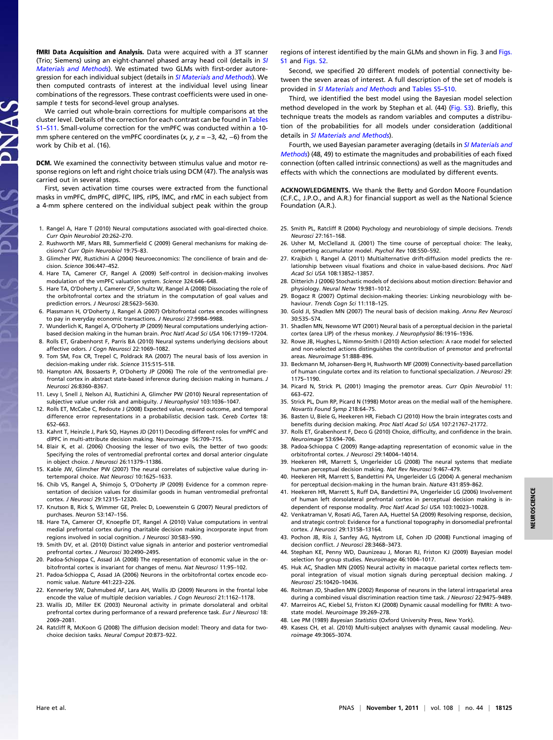**fMRI Data Acquisition and Analysis.** Data were acquired with a 3T scanner (Trio; Siemens) using an eight-channel phased array head coil (details in *SI Materials and Methods*). We estimated two GLMs with first-order autoregression for each individual subject (details in *SI Materials and Methods*). We then computed contrasts of interest at the individual level using linear combinations of the regressors. These contrast coefficients were used in one-sample *t* tests for second-level group analyses.

We carried out whole-brain corrections for multiple comparisons at the cluster level. Details of the correction for each contrast can be found in Tables S1–S11. Small-volume correction for the vmPFC was conducted within a 10-mm sphere centered on the vmPFC coordinates (*x*, *y*, *z* = −3, 42, −6) from the work by Chib et al. (16).

**DCM.** We examined the connectivity between stimulus value and motor response regions on left and right choice trials using DCM (47). The analysis was carried out in several steps.

First, seven activation time courses were extracted from the functional masks in vmPFC, dmPFC, dlPFC, lIPS, rIPS, lMC, and rMC in each subject from a 4-mm sphere centered on the individual subject peak within the group regions of interest identified by the main GLMs and shown in Fig. 3 and Figs. S1 and Figs. S2.

Second, we specified 20 different models of potential connectivity between the seven areas of interest. A full description of the set of models is provided in *SI Materials and Methods* and Tables S5–S10.

Third, we identified the best model using the Bayesian model selection method developed in the work by Stephan et al. (44) (Fig. S3). Briefly, this technique treats the models as random variables and computes a distribution of the probabilities for all models under consideration (additional details in *SI Materials and Methods*).

Fourth, we used Bayesian parameter averaging (details in *SI Materials and Methods*) (48, 49) to estimate the magnitudes and probabilities of each fixed connection (often called intrinsic connections) as well as the magnitudes and effects with which the connections are modulated by different events.

**ACKNOWLEDGMENTS.** We thank the Betty and Gordon Moore Foundation (C.F.C., J.P.O., and A.R.) for financial support as well as the National Science Foundation (A.R.).

1. Rangel A, Hare T (2010) Neural computations associated with goal-directed choice. *Curr Opin Neurobiol* 20:262–270.
2. Rushworth MF, Mars RB, Summerfield C (2009) General mechanisms for making decisions? *Curr Opin Neurobiol* 19:75–83.
3. Glimcher PW, Rustichini A (2004) Neuroeconomics: The concilience of brain and decision. *Science* 306:447–452.
4. Hare TA, Camerer CF, Rangel A (2009) Self-control in decision-making involves modulation of the vmPFC valuation system. *Science* 324:646–648.
5. Hare TA, O'Doherty J, Camerer CF, Schultz W, Rangel A (2008) Dissociating the role of the orbitofrontal cortex and the striatum in the computation of goal values and prediction errors. *J Neurosci* 28:5623–5630.
6. Plassmann H, O'Doherty J, Rangel A (2007) Orbitofrontal cortex encodes willingness to pay in everyday economic transactions. *J Neurosci* 27:9984–9988.
7. Wunderlich K, Rangel A, O'Doherty JP (2009) Neural computations underlying action-based decision making in the human brain. *Proc Natl Acad Sci USA* 106:17199–17204.
8. Rolls ET, Grabenhorst F, Parris BA (2010) Neural systems underlying decisions about affective odors. *J Cogn Neurosci* 22:1069–1082.
9. Tom SM, Fox CR, Trepel C, Poldrack RA (2007) The neural basis of loss aversion in decision-making under risk. *Science* 315:515–518.
10. Hampton AN, Bossaerts P, O'Doherty JP (2006) The role of the ventromedial prefrontal cortex in abstract state-based inference during decision making in humans. *J Neurosci* 26:8360–8367.
11. Levy I, Snell J, Nelson AJ, Rustichini A, Glimcher PW (2010) Neural representation of subjective value under risk and ambiguity. *J Neurophysiol* 103:1036–1047.
12. Rolls ET, McCabe C, Redoute J (2008) Expected value, reward outcome, and temporal difference error representations in a probabilistic decision task. *Cereb Cortex* 18: 652–663.
13. Kahnt T, Heinzle J, Park SQ, Haynes JD (2011) Decoding different roles for vmPFC and dlPFC in multi-attribute decision making. Neuroimage 56:709–715.
14. Blair K, et al. (2006) Choosing the lesser of two evils, the better of two goods: Specifying the roles of ventromedial prefrontal cortex and dorsal anterior cingulate in object choice. *J Neurosci* 26:11379–11386.
15. Kable JW, Glimcher PW (2007) The neural correlates of subjective value during intertemporal choice. *Nat Neurosci* 10:1625–1633.
16. Chib VS, Rangel A, Shimojo S, O'Doherty JP (2009) Evidence for a common representation of decision values for dissimilar goods in human ventromedial prefrontal cortex. *J Neurosci* 29:12315–12320.
17. Knutson B, Rick S, Wimmer GE, Prelec D, Loewenstein G (2007) Neural predictors of purchases. *Neuron* 53:147–156.
18. Hare TA, Camerer CF, Knoepfle DT, Rangel A (2010) Value computations in ventral medial prefrontal cortex during charitable decision making incorporate input from regions involved in social cognition. *J Neurosci* 30:583–590.
19. Smith DV, et al. (2010) Distinct value signals in anterior and posterior ventromedial prefrontal cortex. *J Neurosci* 30:2490–2495.
20. Padoa-Schioppa C, Assad JA (2008) The representation of economic value in the orbitofrontal cortex is invariant for changes of menu. *Nat Neurosci* 11:95–102.
21. Padoa-Schioppa C, Assad JA (2006) Neurons in the orbitofrontal cortex encode economic value. *Nature* 441:223–226.
22. Kennerley SW, Dahmubed AF, Lara AH, Wallis JD (2009) Neurons in the frontal lobe encode the value of multiple decision variables. *J Cogn Neurosci* 21:1162–1178.
23. Wallis JD, Miller EK (2003) Neuronal activity in primate dorsolateral and orbital prefrontal cortex during performance of a reward preference task. *Eur J Neurosci* 18: 2069–2081.
24. Ratcliff R, McKoon G (2008) The diffusion decision model: Theory and data for two-choice decision tasks. *Neural Comput* 20:873–922.
25. Smith PL, Ratcliff R (2004) Psychology and neurobiology of simple decisions. *Trends Neurosci* 27:161–168.
26. Usher M, McClelland JL (2001) The time course of perceptual choice: The leaky, competing accumulator model. *Psychol Rev* 108:550–592.
27. Krajbich I, Rangel A (2011) Multialternative drift-diffusion model predicts the relationship between visual fixations and choice in value-based decisions. *Proc Natl Acad Sci USA* 108:13852–13857.
28. Ditterich J (2006) Stochastic models of decisions about motion direction: Behavior and physiology. *Neural Netw* 19:981–1012.
29. Bogacz R (2007) Optimal decision-making theories: Linking neurobiology with behaviour. *Trends Cogn Sci* 11:118–125.
30. Gold JI, Shadlen MN (2007) The neural basis of decision making. *Annu Rev Neurosci* 30:535–574.
31. Shadlen MN, Newsome WT (2001) Neural basis of a perceptual decision in the parietal cortex (area LIP) of the rhesus monkey. *J Neurophysiol* 86:1916–1936.
32. Rowe JB, Hughes L, Nimmo-Smith I (2010) Action selection: A race model for selected and non-selected actions distinguishes the contribution of premotor and prefrontal areas. *Neuroimage* 51:888–896.
33. Beckmann M, Johansen-Berg H, Rushworth MF (2009) Connectivity-based parcellation of human cingulate cortex and its relation to functional specialization. *J Neurosci* 29: 1175–1190.
34. Picard N, Strick PL (2001) Imaging the premotor areas. *Curr Opin Neurobiol* 11: 663–672.
35. Strick PL, Dum RP, Picard N (1998) Motor areas on the medial wall of the hemisphere. *Novartis Found Symp* 218:64–75.
36. Basten U, Biele G, Heekeren HR, Fiebach CJ (2010) How the brain integrates costs and benefits during decision making. *Proc Natl Acad Sci USA* 107:21767–21772.
37. Rolls ET, Grabenhorst F, Deco G (2010) Choice, difficulty, and confidence in the brain. *Neuroimage* 53:694–706.
38. Padoa-Schioppa C (2009) Range-adapting representation of economic value in the orbitofrontal cortex. *J Neurosci* 29:14004–14014.
39. Heekeren HR, Marrett S, Ungerleider LG (2008) The neural systems that mediate human perceptual decision making. *Nat Rev Neurosci* 9:467–479.
40. Heekeren HR, Marrett S, Bandettini PA, Ungerleider LG (2004) A general mechanism for perceptual decision-making in the human brain. *Nature* 431:859–862.
41. Heekeren HR, Marrett S, Ruff DA, Bandettini PA, Ungerleider LG (2006) Involvement of human left dorsolateral prefrontal cortex in perceptual decision making is independent of response modality. *Proc Natl Acad Sci USA* 103:10023–10028.
42. Venkatraman V, Rosati AG, Taren AA, Huettel SA (2009) Resolving response, decision, and strategic control: Evidence for a functional topography in dorsomedial prefrontal cortex. *J Neurosci* 29:13158–13164.
43. Pochon JB, Riis J, Sanfey AG, Nystrom LE, Cohen JD (2008) Functional imaging of decision conflict. *J Neurosci* 28:3468–3473.
44. Stephan KE, Penny WD, Daunizeau J, Moran RJ, Friston KJ (2009) Bayesian model selection for group studies. *Neuroimage* 46:1004–1017.
45. Huk AC, Shadlen MN (2005) Neural activity in macaque parietal cortex reflects temporal integration of visual motion signals during perceptual decision making. *J Neurosci* 25:10420–10436.
46. Roitman JD, Shadlen MN (2002) Response of neurons in the lateral intraparietal area during a combined visual discrimination reaction time task. *J Neurosci* 22:9475–9489.
47. Marreiros AC, Kiebel SJ, Friston KJ (2008) Dynamic causal modelling for fMRI: A two-state model. *Neuroimage* 39:269–278.
48. Lee PM (1989) *Bayesian Statistics* (Oxford University Press, New York).
49. Kasess CH, et al. (2010) Multi-subject analyses with dynamic causal modeling. *Neuroimage* 49:3065–3074.